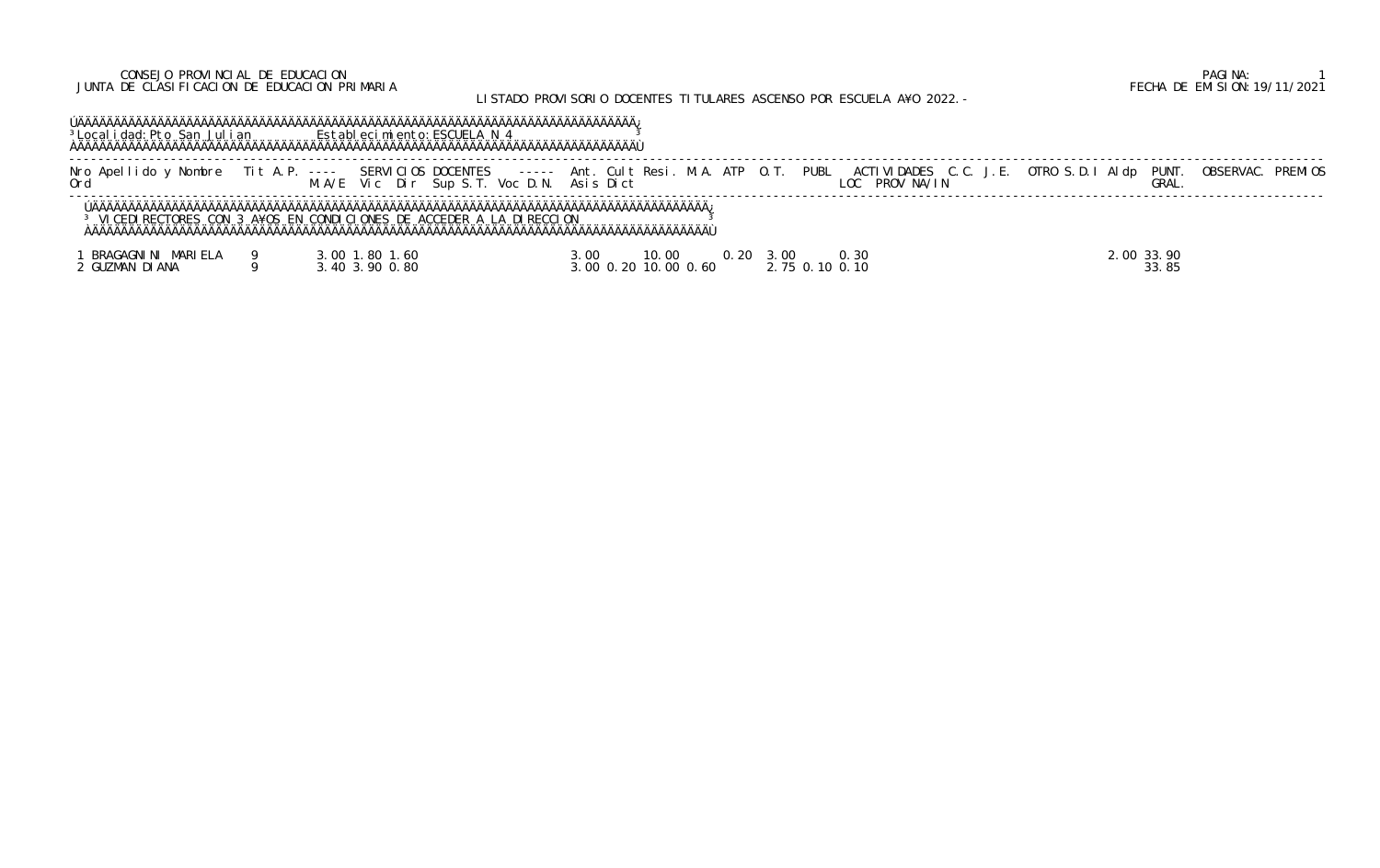CONSEJO PROVINCIAL DE EDUCACION
JUNTA DE CLASIFICACION DE EDUCACION PRIMARIA

LISTADO PROVISORIO DOCENTES TITULARES ASCENSO POR ESCUELA AÑO 2022.-

PAGINA: 1
FECHA DE EMISION: 19/11/2021

Localidad: Pto San Julian    Establecimiento: ESCUELA N 4

VICEDIRECTORES CON 3 AÑOS EN CONDICIONES DE ACCEDER A LA DIRECCION

| Nro Ord | Apellido y Nombre | Tit | A.P. | SERVICIOS DOCENTES M.A/E | Vic | Dir | Sup | S.T. | Voc | D.N. | Ant. Asis | Cult Dict | Resi. | M.A. | ATP | O.T. | PUBL | ACTIVIDADES LOC | PROV | NA/IN | C.C. | J.E. | OTRO | S.D.I | Aldp | PUNT. GRAL. | OBSERVAC. | PREMIOS |
|---|---|---|---|---|---|---|---|---|---|---|---|---|---|---|---|---|---|---|---|---|---|---|---|---|---|---|---|---|
| 1 | BRAGAGNINI MARIELA | 9 | | 3.00 | 1.80 | 1.60 | | | | | 3.00 | | 10.00 | | 0.20 | 3.00 | | 0.30 | | | | | | | 2.00 | 33.90 | | |
| 2 | GUZMAN DIANA | 9 | | 3.40 | 3.90 | 0.80 | | | | | 3.00 | 0.20 | 10.00 | 0.60 | | 2.75 | 0.10 | 0.10 | | | | | | | | 33.85 | | |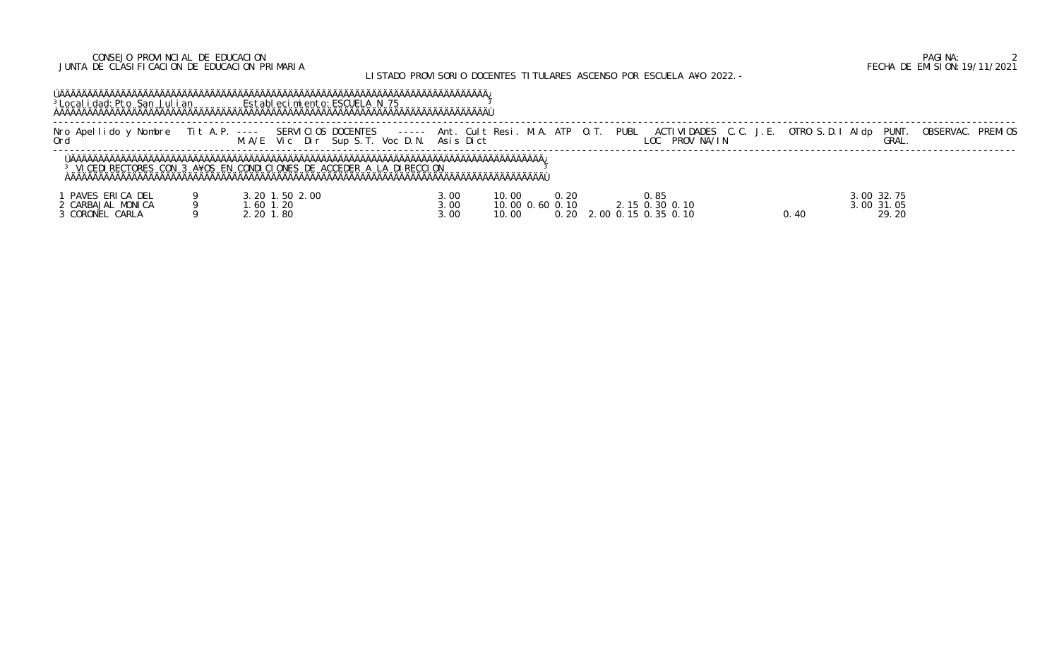CONSEJO PROVINCIAL DE EDUCACION
JUNTA DE CLASIFICACION DE EDUCACION PRIMARIA

FECHA DE EMISION:19/11/2021

LISTADO PROVISORIO DOCENTES TITULARES ASCENSO POR ESCUELA A¥O 2022.-

Localidad: Pto San Julian — Establecimiento: ESCUELA N 75

VICEDIRECTORES CON 3 A¥OS EN CONDICIONES DE ACCEDER A LA DIRECCION

| Nro Ord | Apellido y Nombre | Tit | A.P. | SERVICIOS DOCENTES M.A/E | Vic | Dir | Sup | S.T. | Voc | D.N. | Ant. Asis | Cult Dict | Resi. | M.A. | ATP | O.T. | PUBL | ACTIVIDADES LOC | PROV | NA/IN | C.C. | J.E. | OTRO | S.D.I | Aldp | PUNT. GRAL. | OBSERVAC. | PREMIOS |
|---|---|---|---|---|---|---|---|---|---|---|---|---|---|---|---|---|---|---|---|---|---|---|---|---|---|---|---|---|
| 1 | PAVES ERICA DEL | 9 | | 3.20 | 1.50 | 2.00 | | | | | 3.00 | | 10.00 | | 0.20 | | | 0.85 | | | | | | | 3.00 | 32.75 | | |
| 2 | CARBAJAL MONICA | 9 | | 1.60 | 1.20 | | | | | | 3.00 | | 10.00 | 0.60 | 0.10 | | 2.15 | 0.30 | 0.10 | | | | | | 3.00 | 31.05 | | |
| 3 | CORONEL CARLA | 9 | | 2.20 | 1.80 | | | | | | 3.00 | | 10.00 | | 0.20 | 2.00 | 0.15 | 0.35 | 0.10 | | | | 0.40 | | | 29.20 | | |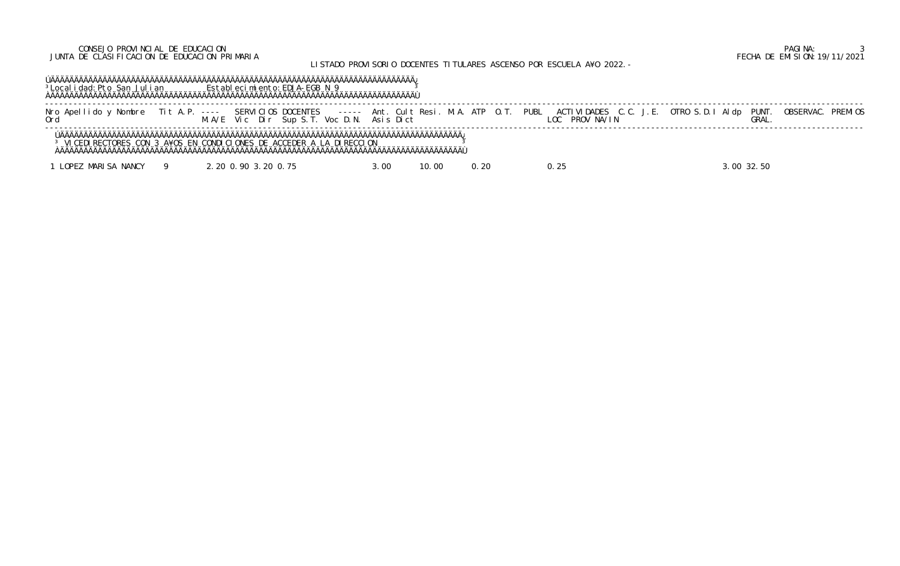CONSEJO PROVINCIAL DE EDUCACION
JUNTA DE CLASIFICACION DE EDUCACION PRIMARIA

LISTADO PROVISORIO DOCENTES TITULARES ASCENSO POR ESCUELA AÑO 2022.-

FECHA DE EMISION: 19/11/2021

Localidad: Pto San Julian — Establecimiento: EDJA-EGB N 9

**VICEDIRECTORES CON 3 AÑOS EN CONDICIONES DE ACCEDER A LA DIRECCION**

| Nro Ord | Apellido y Nombre | Tit | A.P. | SERVICIOS DOCENTES M.A/E | Vic | Dir | Sup | S.T. | Voc | D.N. | Ant. Asis | Cult Dict | Resi. | M.A. | ATP | O.T. | PUBL | ACTIVIDADES LOC | PROV | NA/IN | C.C. | J.E. | OTRO | S.D.I | Aldp | PUNT. GRAL. | OBSERVAC. | PREMIOS |
|---|---|---|---|---|---|---|---|---|---|---|---|---|---|---|---|---|---|---|---|---|---|---|---|---|---|---|---|---|
| 1 | LOPEZ MARISA NANCY | 9 | | 2.20 | 0.90 | 3.20 | 0.75 | | | | 3.00 | | 10.00 | | 0.20 | | | 0.25 | | | | | | | 3.00 | 32.50 | | |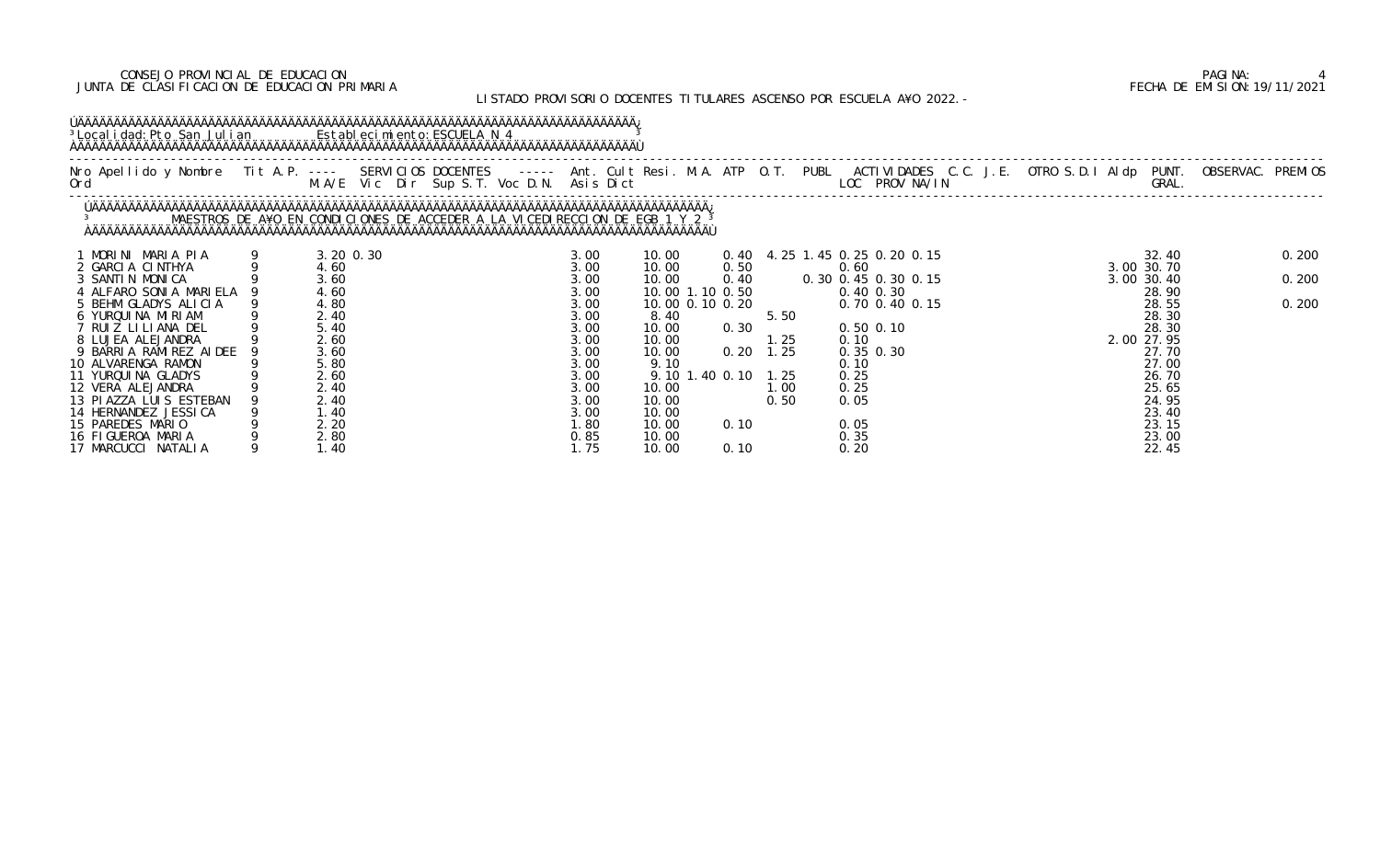CONSEJO PROVINCIAL DE EDUCACION
JUNTA DE CLASIFICACION DE EDUCACION PRIMARIA

PAGINA: 4
FECHA DE EMISION:19/11/2021

LISTADO PROVISORIO DOCENTES TITULARES ASCENSO POR ESCUELA A¥O 2022.-

Localidad: Pto San Julian    Establecimiento: ESCUELA N 4

MAESTROS DE A¥O EN CONDICIONES DE ACCEDER A LA VICEDIRECCION DE EGB 1 Y 2

| Nro Ord | Apellido y Nombre | Tit | A.P. M.A/E | ---- Vic | SERVICIOS DOCENTES Dir | Sup | S.T. | ----- Voc D.N. | Ant. Asis | Cult Dict | Resi. | M.A. | ATP | O.T. | PUBL | ACTIVIDADES LOC PROV NA/IN | C.C. | J.E. | OTRO | S.D.I | Aldp | PUNT. GRAL. | OBSERVAC. | PREMIOS |
|---|---|---|---|---|---|---|---|---|---|---|---|---|---|---|---|---|---|---|---|---|---|---|---|---|
| 1 | MORINI MARIA PIA | 9 | 3.20 | 0.30 | | | | | 3.00 | 10.00 | | 0.40 | 4.25 | | | 1.45 0.25 0.20 0.15 | | | | | | 32.40 | | 0.200 |
| 2 | GARCIA CINTHYA | 9 | 4.60 | | | | | | 3.00 | 10.00 | | 0.50 | | | | 0.60 | | | | | 3.00 | 30.70 | | |
| 3 | SANTIN MONICA | 9 | 3.60 | | | | | | 3.00 | 10.00 | | 0.40 | | | | 0.30 0.45 0.30 0.15 | | | | | 3.00 | 30.40 | | 0.200 |
| 4 | ALFARO SONIA MARIELA | 9 | 4.60 | | | | | | 3.00 | 10.00 | 1.10 | 0.50 | | | | 0.40 0.30 | | | | | | 28.90 | | |
| 5 | BEHM GLADYS ALICIA | 9 | 4.80 | | | | | | 3.00 | 10.00 | 0.10 | 0.20 | | | | 0.70 0.40 0.15 | | | | | | 28.55 | | 0.200 |
| 6 | YURQUINA MIRIAM | 9 | 2.40 | | | | | | 3.00 | 8.40 | | | | 5.50 | | | | | | | | 28.30 | | |
| 7 | RUIZ LILIANA DEL | 9 | 5.40 | | | | | | 3.00 | 10.00 | | 0.30 | | | | 0.50 0.10 | | | | | | 28.30 | | |
| 8 | LUJEA ALEJANDRA | 9 | 2.60 | | | | | | 3.00 | 10.00 | | | | 1.25 | | 0.10 | | | | | 2.00 | 27.95 | | |
| 9 | BARRIA RAMIREZ AIDEE | 9 | 3.60 | | | | | | 3.00 | 10.00 | | 0.20 | | 1.25 | | 0.35 0.30 | | | | | | 27.70 | | |
| 10 | ALVARENGA RAMON | 9 | 5.80 | | | | | | 3.00 | 9.10 | | | | | | 0.10 | | | | | | 27.00 | | |
| 11 | YURQUINA GLADYS | 9 | 2.60 | | | | | | 3.00 | 9.10 | 1.40 | 0.10 | | 1.25 | | 0.25 | | | | | | 26.70 | | |
| 12 | VERA ALEJANDRA | 9 | 2.40 | | | | | | 3.00 | 10.00 | | | | 1.00 | | 0.25 | | | | | | 25.65 | | |
| 13 | PIAZZA LUIS ESTEBAN | 9 | 2.40 | | | | | | 3.00 | 10.00 | | | | 0.50 | | 0.05 | | | | | | 24.95 | | |
| 14 | HERNANDEZ JESSICA | 9 | 1.40 | | | | | | 3.00 | 10.00 | | | | | | | | | | | | 23.40 | | |
| 15 | PAREDES MARIO | 9 | 2.20 | | | | | | 1.80 | 10.00 | | 0.10 | | | | 0.05 | | | | | | 23.15 | | |
| 16 | FIGUEROA MARIA | 9 | 2.80 | | | | | | 0.85 | 10.00 | | | | | | 0.35 | | | | | | 23.00 | | |
| 17 | MARCUCCI NATALIA | 9 | 1.40 | | | | | | 1.75 | 10.00 | | 0.10 | | | | 0.20 | | | | | | 22.45 | | |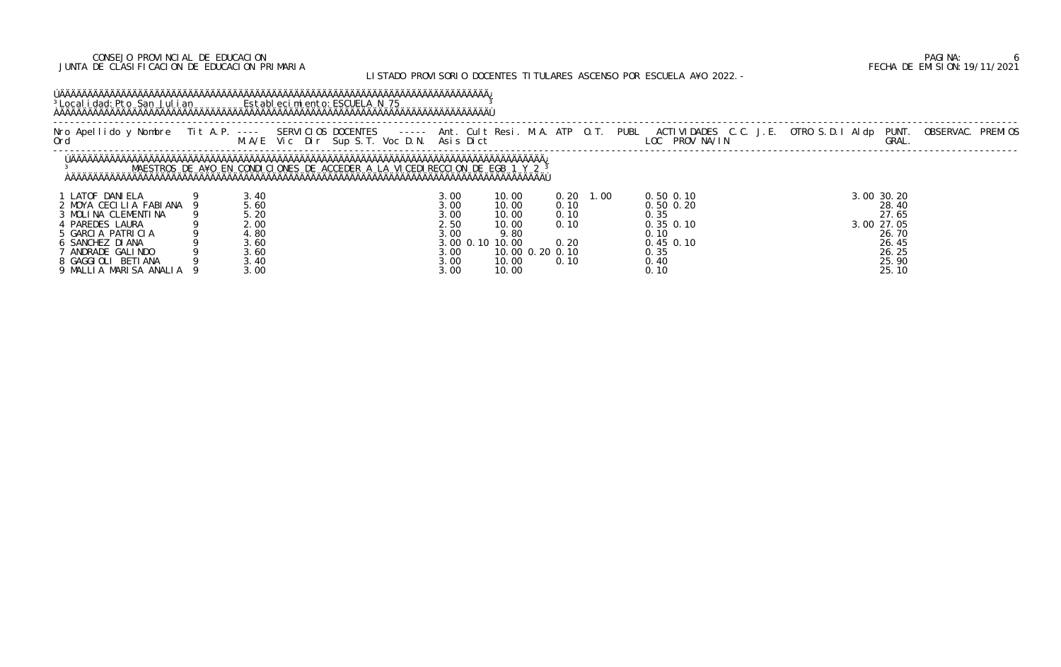CONSEJO PROVINCIAL DE EDUCACION
JUNTA DE CLASIFICACION DE EDUCACION PRIMARIA

PAGINA: 6
FECHA DE EMISION: 19/11/2021

LISTADO PROVISORIO DOCENTES TITULARES ASCENSO POR ESCUELA A¥O 2022.-

Localidad: Pto San Julian    Establecimiento: ESCUELA N 75

MAESTROS DE A¥O EN CONDICIONES DE ACCEDER A LA VICEDIRECCION DE EGB 1 Y 2

| Nro Ord | Apellido y Nombre | Tit | A.P. | M.A/E | Vic | Dir | Sup | S.T. | Voc | D.N. | Ant. Asis | Cult Dict | Resi | M.A. | ATP | O.T. | PUBL | ACTIVIDADES LOC | PROV | NA/IN | C.C. | J.E. | OTRO | S.D.I | Aldp | PUNT. GRAL. | OBSERVAC. | PREMIOS |
|---|---|---|---|---|---|---|---|---|---|---|---|---|---|---|---|---|---|---|---|---|---|---|---|---|---|---|---|---|
| 1 | LATOF DANIELA | 9 | | 3.40 | | | | | | | 3.00 | | 10.00 | | | 0.20 | 1.00 | 0.50 | 0.10 | | | | | | 3.00 | 30.20 | | |
| 2 | MOYA CECILIA FABIANA | 9 | | 5.60 | | | | | | | 3.00 | | 10.00 | | | 0.10 | | 0.50 | 0.20 | | | | | | | 28.40 | | |
| 3 | MOLINA CLEMENTINA | 9 | | 5.20 | | | | | | | 3.00 | | 10.00 | | | 0.10 | | 0.35 | | | | | | | | 27.65 | | |
| 4 | PAREDES LAURA | 9 | | 2.00 | | | | | | | 2.50 | | 10.00 | | | 0.10 | | 0.35 | 0.10 | | | | | | 3.00 | 27.05 | | |
| 5 | GARCIA PATRICIA | 9 | | 4.80 | | | | | | | 3.00 | | 9.80 | | | | | 0.10 | | | | | | | | 26.70 | | |
| 6 | SANCHEZ DIANA | 9 | | 3.60 | | | | | | | 3.00 | 0.10 | 10.00 | | | 0.20 | | 0.45 | 0.10 | | | | | | | 26.45 | | |
| 7 | ANDRADE GALINDO | 9 | | 3.60 | | | | | | | 3.00 | | 10.00 | | 0.20 | 0.10 | | 0.35 | | | | | | | | 26.25 | | |
| 8 | GAGGIOLI BETIANA | 9 | | 3.40 | | | | | | | 3.00 | | 10.00 | | | 0.10 | | 0.40 | | | | | | | | 25.90 | | |
| 9 | MALLIA MARISA ANALIA | 9 | | 3.00 | | | | | | | 3.00 | | 10.00 | | | | | 0.10 | | | | | | | | 25.10 | | |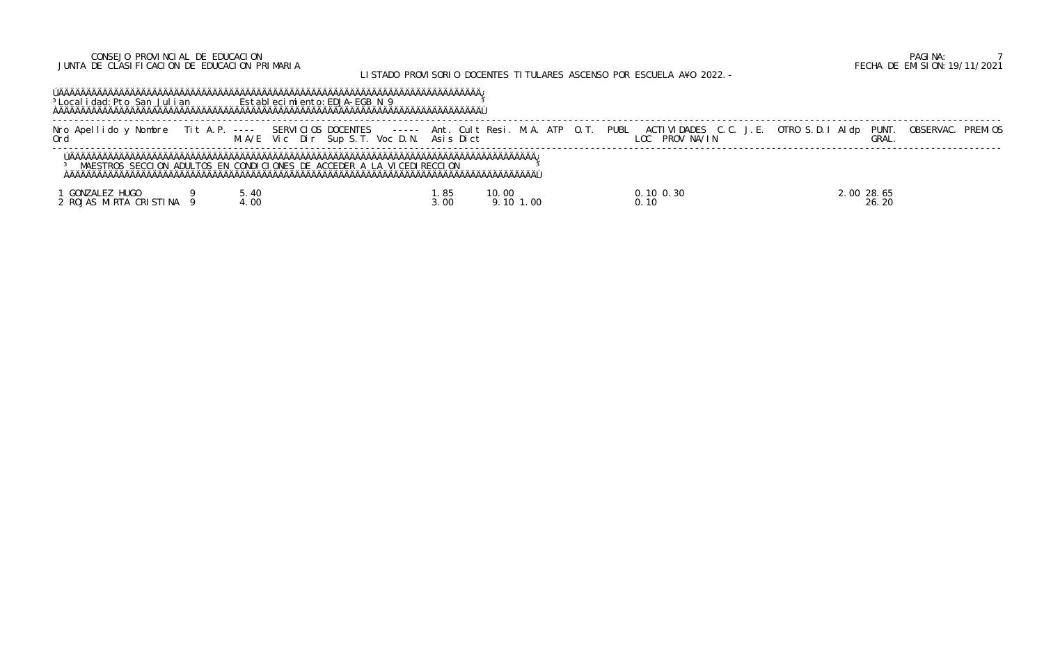CONSEJO PROVINCIAL DE EDUCACION
JUNTA DE CLASIFICACION DE EDUCACION PRIMARIA

LISTADO PROVISORIO DOCENTES TITULARES ASCENSO POR ESCUELA A¥O 2022.-

FECHA DE EMISION: 19/11/2021

Localidad: Pto San Julian    Establecimiento: EDJA-EGB N 9

MAESTROS SECCION ADULTOS EN CONDICIONES DE ACCEDER A LA VICEDIRECCION

| Nro Ord | Apellido y Nombre | Tit | A.P. | SERVICIOS DOCENTES M.A/E | Vic | Dir | Sup | S.T. | Voc | D.N. | Ant. Asis | Cult Dict | Resi. | M.A. | ATP | O.T. | PUBL | ACTIVIDADES LOC | PROV | NA/IN | C.C. | J.E. | OTRO | S.D.I | Aldp | PUNT. GRAL. | OBSERVAC. | PREMIOS |
|---|---|---|---|---|---|---|---|---|---|---|---|---|---|---|---|---|---|---|---|---|---|---|---|---|---|---|---|---|
| 1 | GONZALEZ HUGO | 9 | | 5.40 | | | | | | | 1.85 | | 10.00 | | | | | 0.10 | 0.30 | | | | | | 2.00 | 28.65 | | |
| 2 | ROJAS MIRTA CRISTINA | 9 | | 4.00 | | | | | | | 3.00 | | 9.10 | 1.00 | | | | 0.10 | | | | | | | | 26.20 | | |